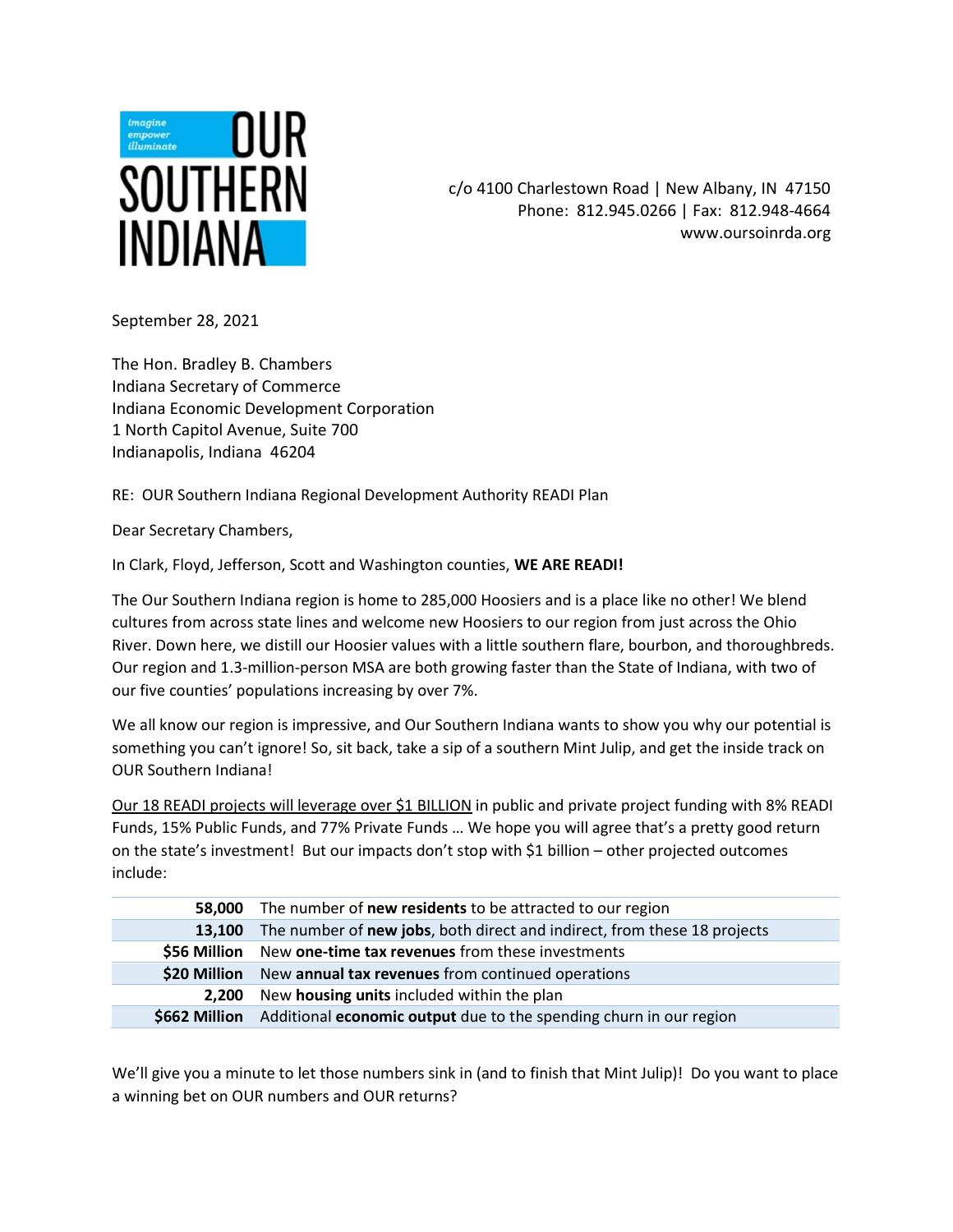imagine
empower
illuminate

**OUR SOUTHERN INDIANA**

c/o 4100 Charlestown Road | New Albany, IN 47150
Phone: 812.945.0266 | Fax: 812.948-4664
www.oursoinrda.org

September 28, 2021

The Hon. Bradley B. Chambers
Indiana Secretary of Commerce
Indiana Economic Development Corporation
1 North Capitol Avenue, Suite 700
Indianapolis, Indiana 46204

RE: OUR Southern Indiana Regional Development Authority READI Plan

Dear Secretary Chambers,

In Clark, Floyd, Jefferson, Scott and Washington counties, **WE ARE READI!**

The Our Southern Indiana region is home to 285,000 Hoosiers and is a place like no other! We blend cultures from across state lines and welcome new Hoosiers to our region from just across the Ohio River. Down here, we distill our Hoosier values with a little southern flare, bourbon, and thoroughbreds. Our region and 1.3-million-person MSA are both growing faster than the State of Indiana, with two of our five counties' populations increasing by over 7%.

We all know our region is impressive, and Our Southern Indiana wants to show you why our potential is something you can't ignore! So, sit back, take a sip of a southern Mint Julip, and get the inside track on OUR Southern Indiana!

Our 18 READI projects will leverage over $1 BILLION in public and private project funding with 8% READI Funds, 15% Public Funds, and 77% Private Funds … We hope you will agree that's a pretty good return on the state's investment! But our impacts don't stop with $1 billion – other projected outcomes include:

| | |
|---|---|
| **58,000** | The number of **new residents** to be attracted to our region |
| **13,100** | The number of **new jobs**, both direct and indirect, from these 18 projects |
| **$56 Million** | New **one-time tax revenues** from these investments |
| **$20 Million** | New **annual tax revenues** from continued operations |
| **2,200** | New **housing units** included within the plan |
| **$662 Million** | Additional **economic output** due to the spending churn in our region |

We'll give you a minute to let those numbers sink in (and to finish that Mint Julip)! Do you want to place a winning bet on OUR numbers and OUR returns?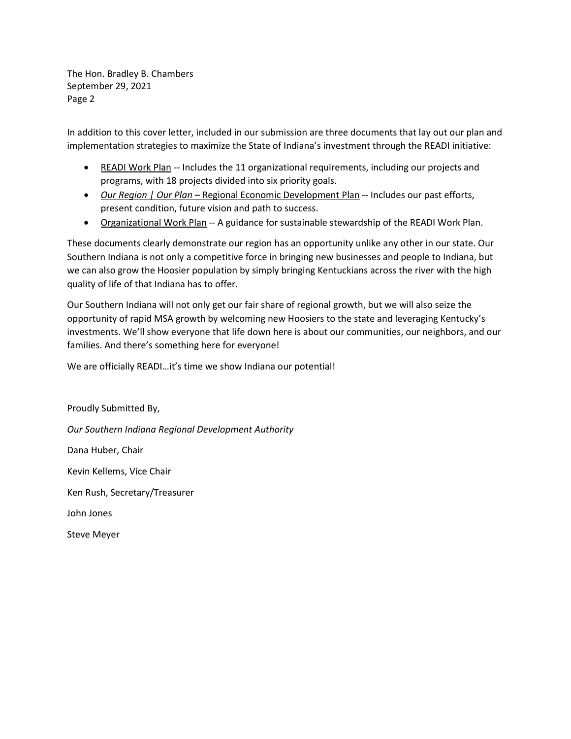The Hon. Bradley B. Chambers
September 29, 2021
Page 2

In addition to this cover letter, included in our submission are three documents that lay out our plan and implementation strategies to maximize the State of Indiana's investment through the READI initiative:

- READI Work Plan -- Includes the 11 organizational requirements, including our projects and programs, with 18 projects divided into six priority goals.
- *Our Region | Our Plan* – Regional Economic Development Plan -- Includes our past efforts, present condition, future vision and path to success.
- Organizational Work Plan -- A guidance for sustainable stewardship of the READI Work Plan.

These documents clearly demonstrate our region has an opportunity unlike any other in our state. Our Southern Indiana is not only a competitive force in bringing new businesses and people to Indiana, but we can also grow the Hoosier population by simply bringing Kentuckians across the river with the high quality of life of that Indiana has to offer.

Our Southern Indiana will not only get our fair share of regional growth, but we will also seize the opportunity of rapid MSA growth by welcoming new Hoosiers to the state and leveraging Kentucky's investments. We'll show everyone that life down here is about our communities, our neighbors, and our families. And there's something here for everyone!

We are officially READI…it's time we show Indiana our potential!

Proudly Submitted By,

*Our Southern Indiana Regional Development Authority*

Dana Huber, Chair

Kevin Kellems, Vice Chair

Ken Rush, Secretary/Treasurer

John Jones

Steve Meyer